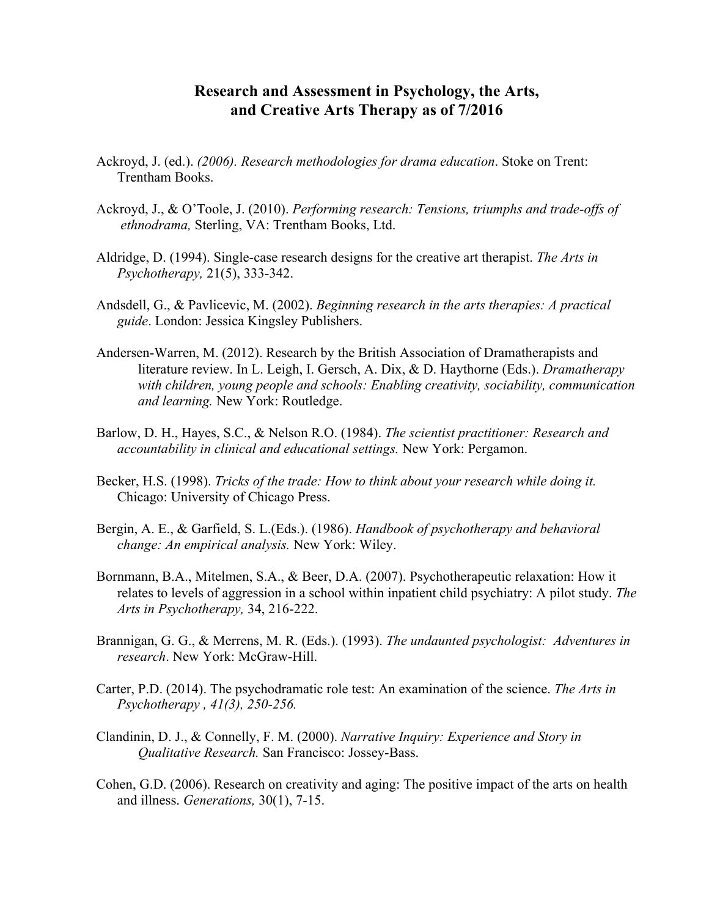# Research and Assessment in Psychology, the Arts, and Creative Arts Therapy as of 7/2016

Ackroyd, J. (ed.). *(2006). Research methodologies for drama education*. Stoke on Trent: Trentham Books.

Ackroyd, J., & O'Toole, J. (2010). *Performing research: Tensions, triumphs and trade-offs of ethnodrama,* Sterling, VA: Trentham Books, Ltd.

Aldridge, D. (1994). Single-case research designs for the creative art therapist. *The Arts in Psychotherapy,* 21(5), 333-342.

Andsdell, G., & Pavlicevic, M. (2002). *Beginning research in the arts therapies: A practical guide*. London: Jessica Kingsley Publishers.

Andersen-Warren, M. (2012). Research by the British Association of Dramatherapists and literature review. In L. Leigh, I. Gersch, A. Dix, & D. Haythorne (Eds.). *Dramatherapy with children, young people and schools: Enabling creativity, sociability, communication and learning.* New York: Routledge.

Barlow, D. H., Hayes, S.C., & Nelson R.O. (1984). *The scientist practitioner: Research and accountability in clinical and educational settings.* New York: Pergamon.

Becker, H.S. (1998). *Tricks of the trade: How to think about your research while doing it.* Chicago: University of Chicago Press.

Bergin, A. E., & Garfield, S. L.(Eds.). (1986). *Handbook of psychotherapy and behavioral change: An empirical analysis.* New York: Wiley.

Bornmann, B.A., Mitelmen, S.A., & Beer, D.A. (2007). Psychotherapeutic relaxation: How it relates to levels of aggression in a school within inpatient child psychiatry: A pilot study. *The Arts in Psychotherapy,* 34, 216-222.

Brannigan, G. G., & Merrens, M. R. (Eds.). (1993). *The undaunted psychologist: Adventures in research*. New York: McGraw-Hill.

Carter, P.D. (2014). The psychodramatic role test: An examination of the science. *The Arts in Psychotherapy , 41(3), 250-256.*

Clandinin, D. J., & Connelly, F. M. (2000). *Narrative Inquiry: Experience and Story in Qualitative Research.* San Francisco: Jossey-Bass.

Cohen, G.D. (2006). Research on creativity and aging: The positive impact of the arts on health and illness. *Generations,* 30(1), 7-15.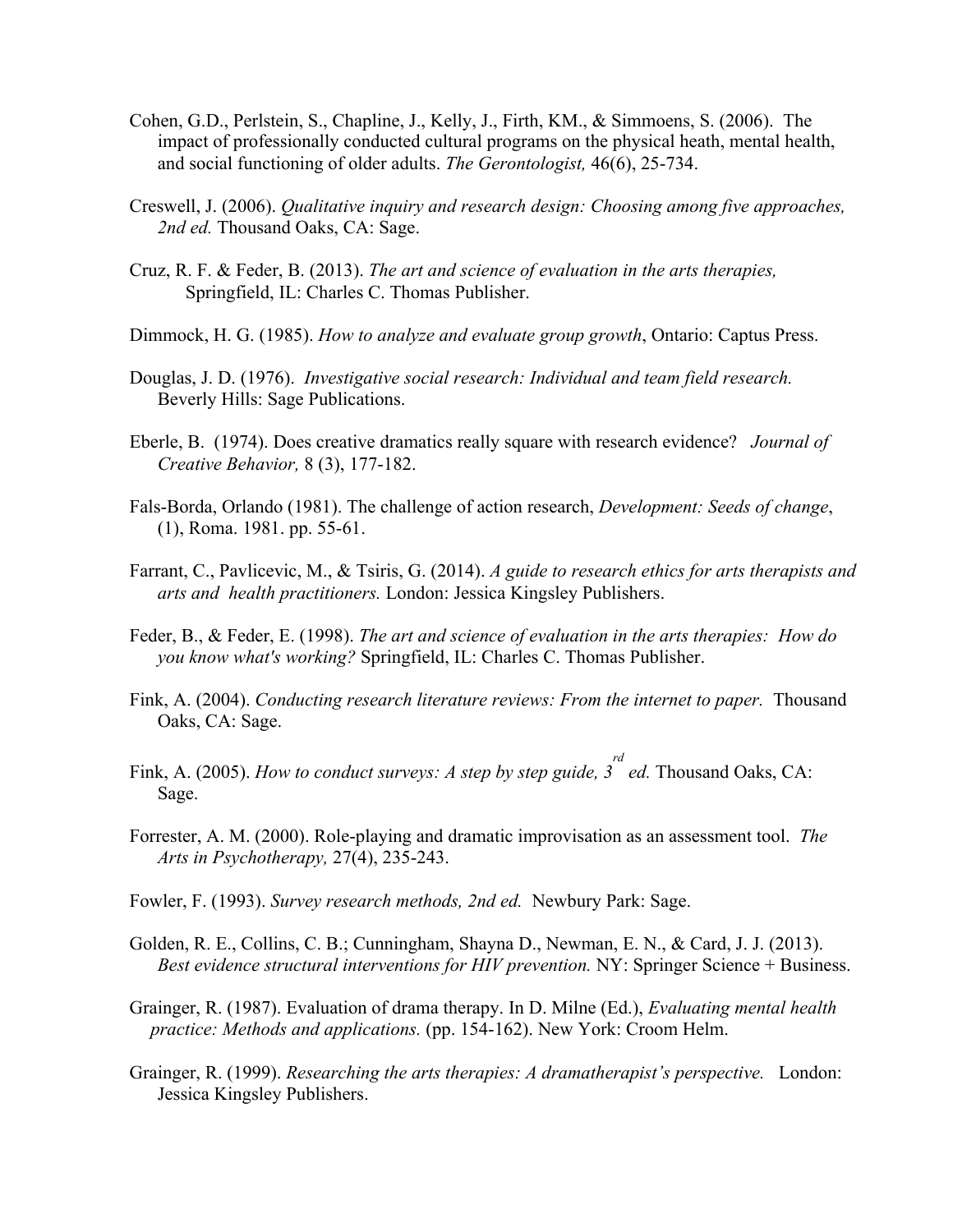Cohen, G.D., Perlstein, S., Chapline, J., Kelly, J., Firth, KM., & Simmoens, S. (2006). The impact of professionally conducted cultural programs on the physical heath, mental health, and social functioning of older adults. *The Gerontologist,* 46(6), 25-734.

Creswell, J. (2006). *Qualitative inquiry and research design: Choosing among five approaches, 2nd ed.* Thousand Oaks, CA: Sage.

Cruz, R. F. & Feder, B. (2013). *The art and science of evaluation in the arts therapies,* Springfield, IL: Charles C. Thomas Publisher.

Dimmock, H. G. (1985). *How to analyze and evaluate group growth*, Ontario: Captus Press.

Douglas, J. D. (1976). *Investigative social research: Individual and team field research.* Beverly Hills: Sage Publications.

Eberle, B. (1974). Does creative dramatics really square with research evidence? *Journal of Creative Behavior,* 8 (3), 177-182.

Fals-Borda, Orlando (1981). The challenge of action research, *Development: Seeds of change*, (1), Roma. 1981. pp. 55-61.

Farrant, C., Pavlicevic, M., & Tsiris, G. (2014). *A guide to research ethics for arts therapists and arts and health practitioners.* London: Jessica Kingsley Publishers.

Feder, B., & Feder, E. (1998). *The art and science of evaluation in the arts therapies: How do you know what's working?* Springfield, IL: Charles C. Thomas Publisher.

Fink, A. (2004). *Conducting research literature reviews: From the internet to paper.* Thousand Oaks, CA: Sage.

Fink, A. (2005). *How to conduct surveys: A step by step guide, 3rd ed.* Thousand Oaks, CA: Sage.

Forrester, A. M. (2000). Role-playing and dramatic improvisation as an assessment tool. *The Arts in Psychotherapy,* 27(4), 235-243.

Fowler, F. (1993). *Survey research methods, 2nd ed.* Newbury Park: Sage.

Golden, R. E., Collins, C. B.; Cunningham, Shayna D., Newman, E. N., & Card, J. J. (2013). *Best evidence structural interventions for HIV prevention.* NY: Springer Science + Business.

Grainger, R. (1987). Evaluation of drama therapy. In D. Milne (Ed.), *Evaluating mental health practice: Methods and applications.* (pp. 154-162). New York: Croom Helm.

Grainger, R. (1999). *Researching the arts therapies: A dramatherapist's perspective.* London: Jessica Kingsley Publishers.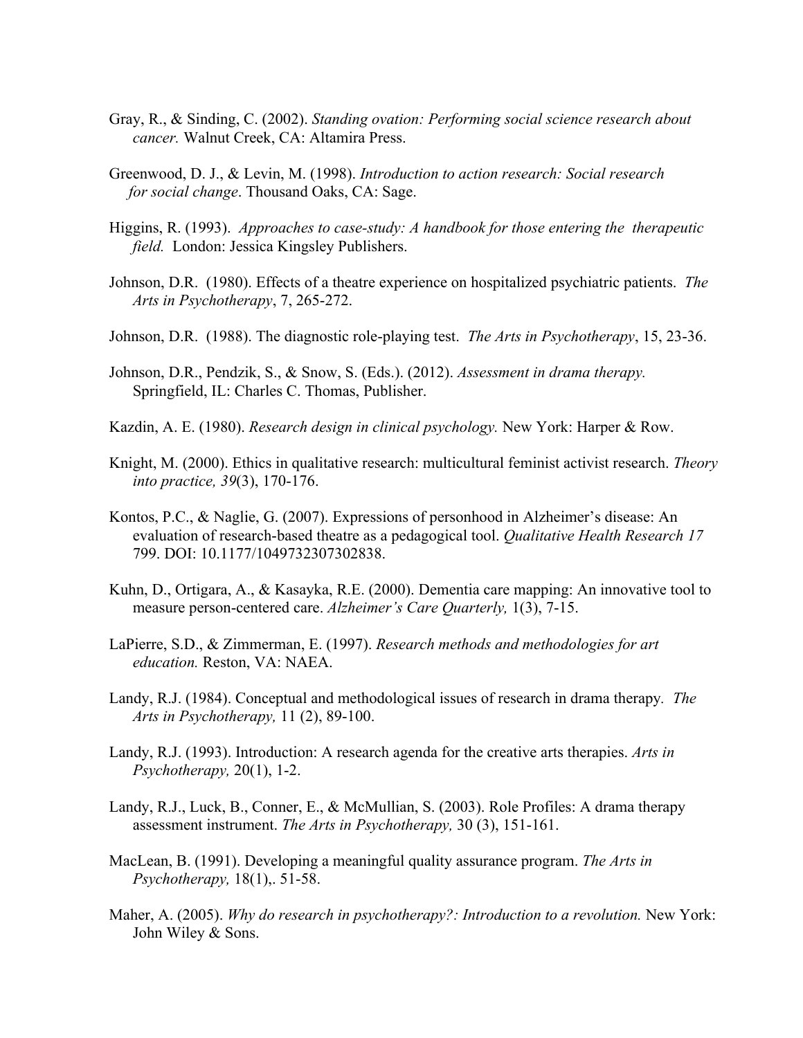Gray, R., & Sinding, C. (2002). *Standing ovation: Performing social science research about cancer.* Walnut Creek, CA: Altamira Press.

Greenwood, D. J., & Levin, M. (1998). *Introduction to action research: Social research for social change*. Thousand Oaks, CA: Sage.

Higgins, R. (1993). *Approaches to case-study: A handbook for those entering the therapeutic field.* London: Jessica Kingsley Publishers.

Johnson, D.R. (1980). Effects of a theatre experience on hospitalized psychiatric patients. *The Arts in Psychotherapy*, 7, 265-272.

Johnson, D.R. (1988). The diagnostic role-playing test. *The Arts in Psychotherapy*, 15, 23-36.

Johnson, D.R., Pendzik, S., & Snow, S. (Eds.). (2012). *Assessment in drama therapy.* Springfield, IL: Charles C. Thomas, Publisher.

Kazdin, A. E. (1980). *Research design in clinical psychology.* New York: Harper & Row.

Knight, M. (2000). Ethics in qualitative research: multicultural feminist activist research. *Theory into practice, 39*(3), 170-176.

Kontos, P.C., & Naglie, G. (2007). Expressions of personhood in Alzheimer's disease: An evaluation of research-based theatre as a pedagogical tool. *Qualitative Health Research 17* 799. DOI: 10.1177/1049732307302838.

Kuhn, D., Ortigara, A., & Kasayka, R.E. (2000). Dementia care mapping: An innovative tool to measure person-centered care. *Alzheimer's Care Quarterly,* 1(3), 7-15.

LaPierre, S.D., & Zimmerman, E. (1997). *Research methods and methodologies for art education.* Reston, VA: NAEA.

Landy, R.J. (1984). Conceptual and methodological issues of research in drama therapy. *The Arts in Psychotherapy,* 11 (2), 89-100.

Landy, R.J. (1993). Introduction: A research agenda for the creative arts therapies. *Arts in Psychotherapy,* 20(1), 1-2.

Landy, R.J., Luck, B., Conner, E., & McMullian, S. (2003). Role Profiles: A drama therapy assessment instrument. *The Arts in Psychotherapy,* 30 (3), 151-161.

MacLean, B. (1991). Developing a meaningful quality assurance program. *The Arts in Psychotherapy,* 18(1),. 51-58.

Maher, A. (2005). *Why do research in psychotherapy?: Introduction to a revolution.* New York: John Wiley & Sons.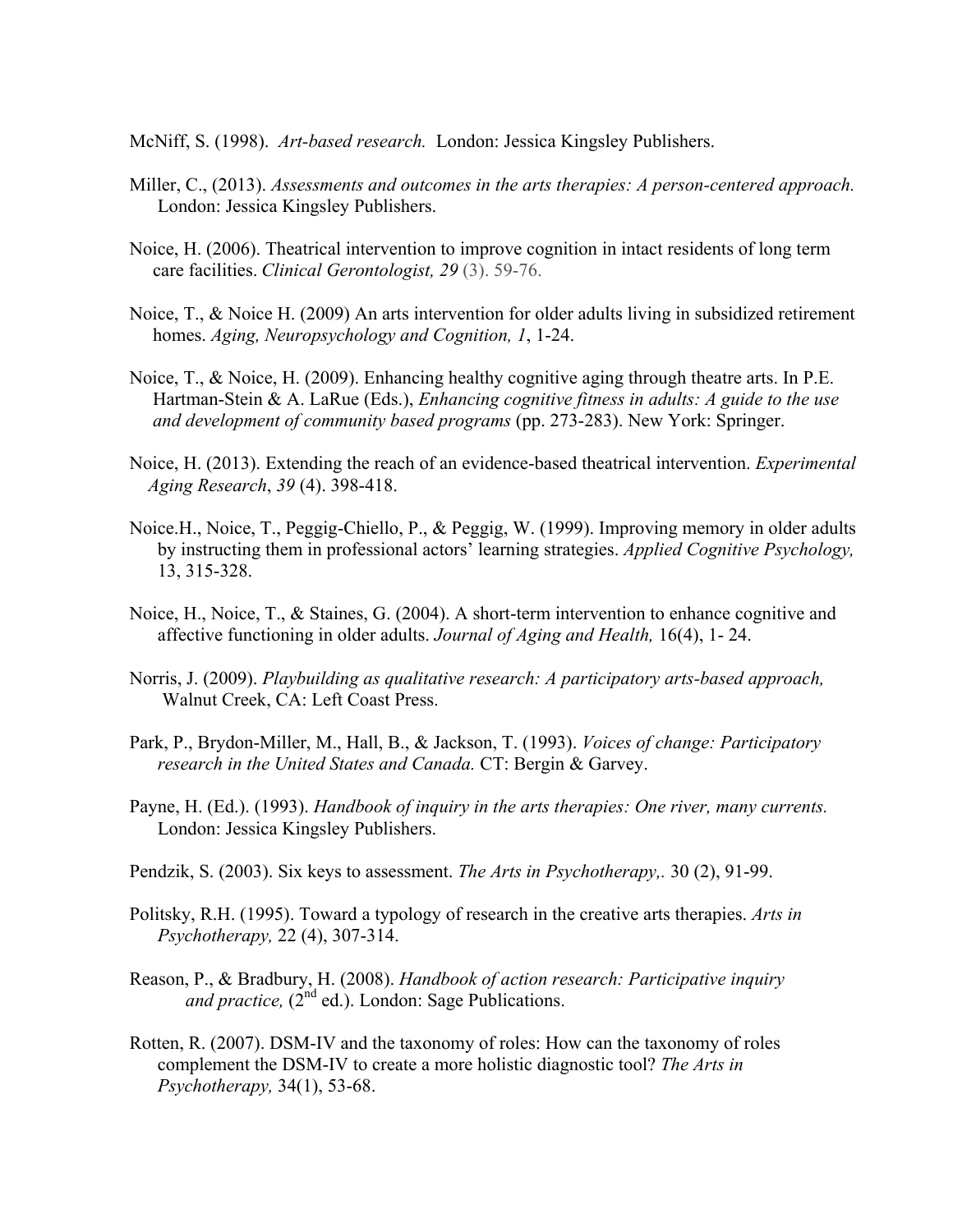McNiff, S. (1998). *Art-based research.* London: Jessica Kingsley Publishers.

Miller, C., (2013). *Assessments and outcomes in the arts therapies: A person-centered approach.* London: Jessica Kingsley Publishers.

Noice, H. (2006). Theatrical intervention to improve cognition in intact residents of long term care facilities. *Clinical Gerontologist, 29* (3). 59-76.

Noice, T., & Noice H. (2009) An arts intervention for older adults living in subsidized retirement homes. *Aging, Neuropsychology and Cognition, 1*, 1-24.

Noice, T., & Noice, H. (2009). Enhancing healthy cognitive aging through theatre arts. In P.E. Hartman-Stein & A. LaRue (Eds.), *Enhancing cognitive fitness in adults: A guide to the use and development of community based programs* (pp. 273-283). New York: Springer.

Noice, H. (2013). Extending the reach of an evidence-based theatrical intervention. *Experimental Aging Research*, *39* (4). 398-418.

Noice.H., Noice, T., Peggig-Chiello, P., & Peggig, W. (1999). Improving memory in older adults by instructing them in professional actors' learning strategies. *Applied Cognitive Psychology,* 13, 315-328.

Noice, H., Noice, T., & Staines, G. (2004). A short-term intervention to enhance cognitive and affective functioning in older adults. *Journal of Aging and Health,* 16(4), 1- 24.

Norris, J. (2009). *Playbuilding as qualitative research: A participatory arts-based approach,* Walnut Creek, CA: Left Coast Press.

Park, P., Brydon-Miller, M., Hall, B., & Jackson, T. (1993). *Voices of change: Participatory research in the United States and Canada.* CT: Bergin & Garvey.

Payne, H. (Ed.). (1993). *Handbook of inquiry in the arts therapies: One river, many currents.* London: Jessica Kingsley Publishers.

Pendzik, S. (2003). Six keys to assessment. *The Arts in Psychotherapy,.* 30 (2), 91-99.

Politsky, R.H. (1995). Toward a typology of research in the creative arts therapies. *Arts in Psychotherapy,* 22 (4), 307-314.

Reason, P., & Bradbury, H. (2008). *Handbook of action research: Participative inquiry and practice,* (2nd ed.). London: Sage Publications.

Rotten, R. (2007). DSM-IV and the taxonomy of roles: How can the taxonomy of roles complement the DSM-IV to create a more holistic diagnostic tool? *The Arts in Psychotherapy,* 34(1), 53-68.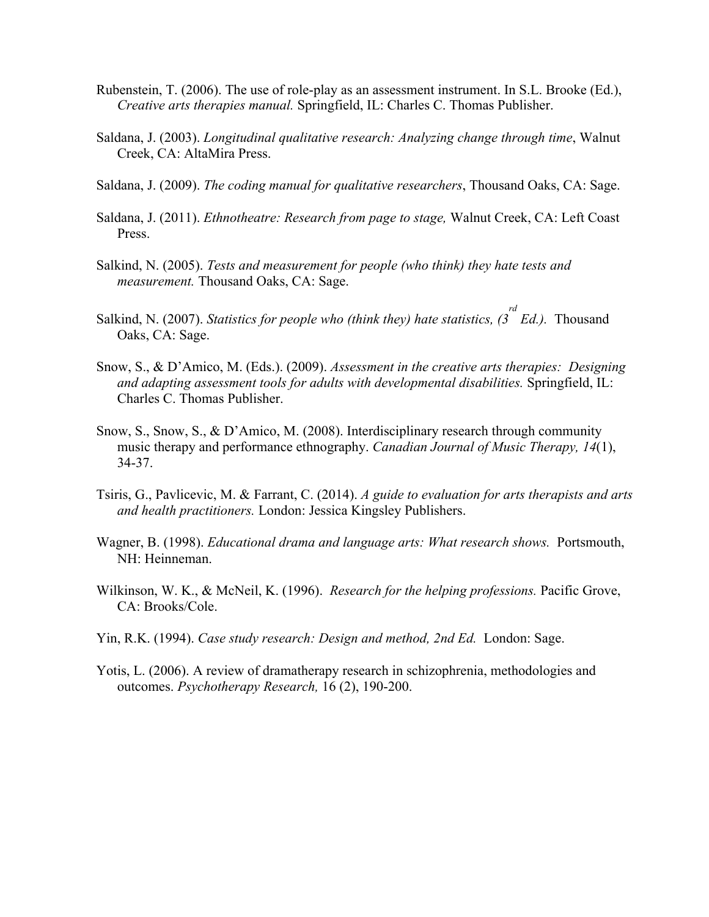Rubenstein, T. (2006). The use of role-play as an assessment instrument. In S.L. Brooke (Ed.), *Creative arts therapies manual.* Springfield, IL: Charles C. Thomas Publisher.

Saldana, J. (2003). *Longitudinal qualitative research: Analyzing change through time*, Walnut Creek, CA: AltaMira Press.

Saldana, J. (2009). *The coding manual for qualitative researchers*, Thousand Oaks, CA: Sage.

Saldana, J. (2011). *Ethnotheatre: Research from page to stage,* Walnut Creek, CA: Left Coast Press.

Salkind, N. (2005). *Tests and measurement for people (who think) they hate tests and measurement.* Thousand Oaks, CA: Sage.

Salkind, N. (2007). *Statistics for people who (think they) hate statistics, (3rd Ed.).* Thousand Oaks, CA: Sage.

Snow, S., & D'Amico, M. (Eds.). (2009). *Assessment in the creative arts therapies: Designing and adapting assessment tools for adults with developmental disabilities.* Springfield, IL: Charles C. Thomas Publisher.

Snow, S., Snow, S., & D'Amico, M. (2008). Interdisciplinary research through community music therapy and performance ethnography. *Canadian Journal of Music Therapy, 14*(1), 34-37.

Tsiris, G., Pavlicevic, M. & Farrant, C. (2014). *A guide to evaluation for arts therapists and arts and health practitioners.* London: Jessica Kingsley Publishers.

Wagner, B. (1998). *Educational drama and language arts: What research shows.* Portsmouth, NH: Heinneman.

Wilkinson, W. K., & McNeil, K. (1996). *Research for the helping professions.* Pacific Grove, CA: Brooks/Cole.

Yin, R.K. (1994). *Case study research: Design and method, 2nd Ed.* London: Sage.

Yotis, L. (2006). A review of dramatherapy research in schizophrenia, methodologies and outcomes. *Psychotherapy Research,* 16 (2), 190-200.